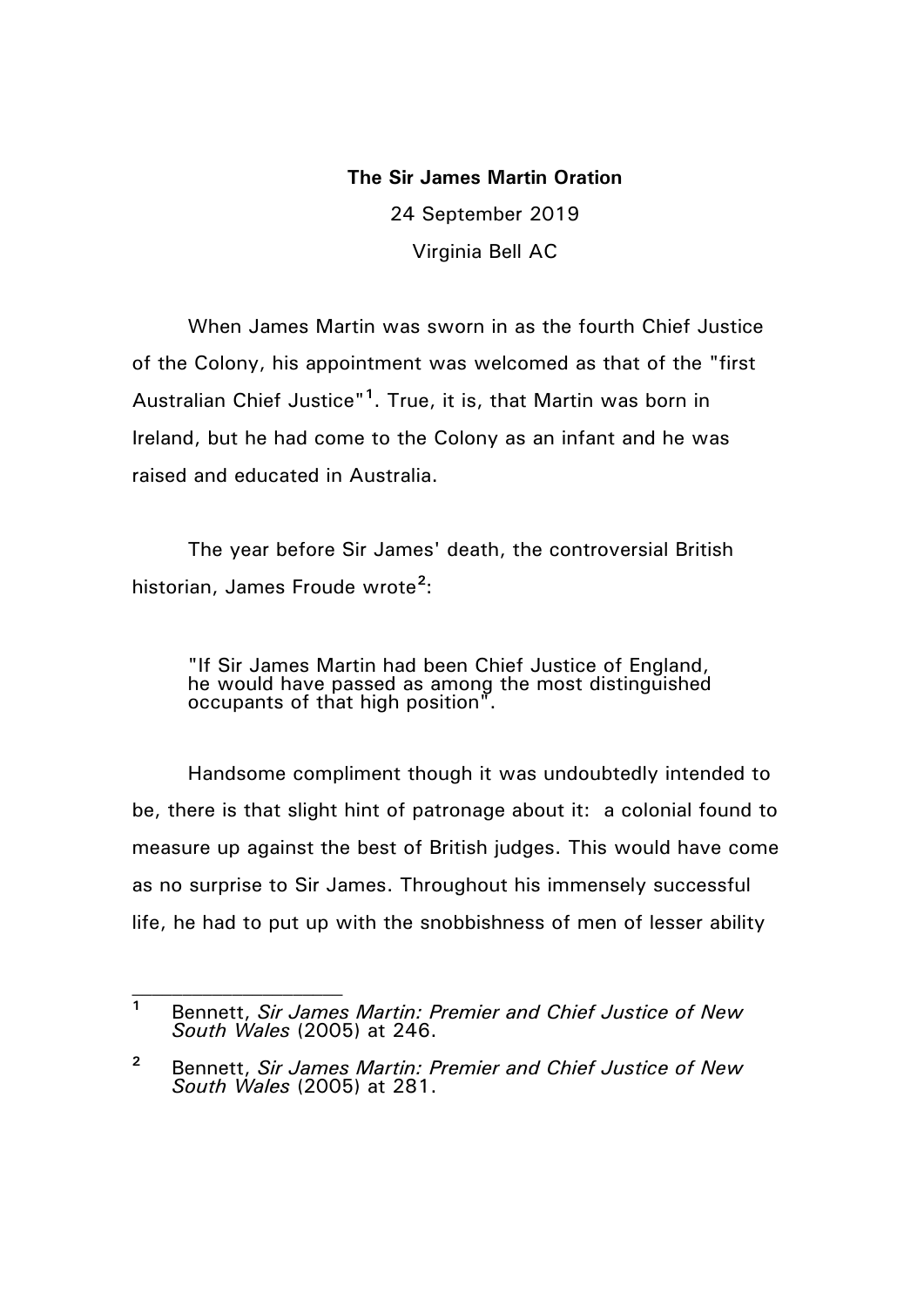**The Sir James Martin Oration**

24 September 2019

Virginia Bell AC

When James Martin was sworn in as the fourth Chief Justice of the Colony, his appointment was welcomed as that of the "first Australian Chief Justice"[1]. True, it is, that Martin was born in Ireland, but he had come to the Colony as an infant and he was raised and educated in Australia.

The year before Sir James' death, the controversial British historian, James Froude wrote[2]:

> "If Sir James Martin had been Chief Justice of England, he would have passed as among the most distinguished occupants of that high position".

Handsome compliment though it was undoubtedly intended to be, there is that slight hint of patronage about it: a colonial found to measure up against the best of British judges. This would have come as no surprise to Sir James. Throughout his immensely successful life, he had to put up with the snobbishness of men of lesser ability

---

[1] Bennett, *Sir James Martin: Premier and Chief Justice of New South Wales* (2005) at 246.

[2] Bennett, *Sir James Martin: Premier and Chief Justice of New South Wales* (2005) at 281.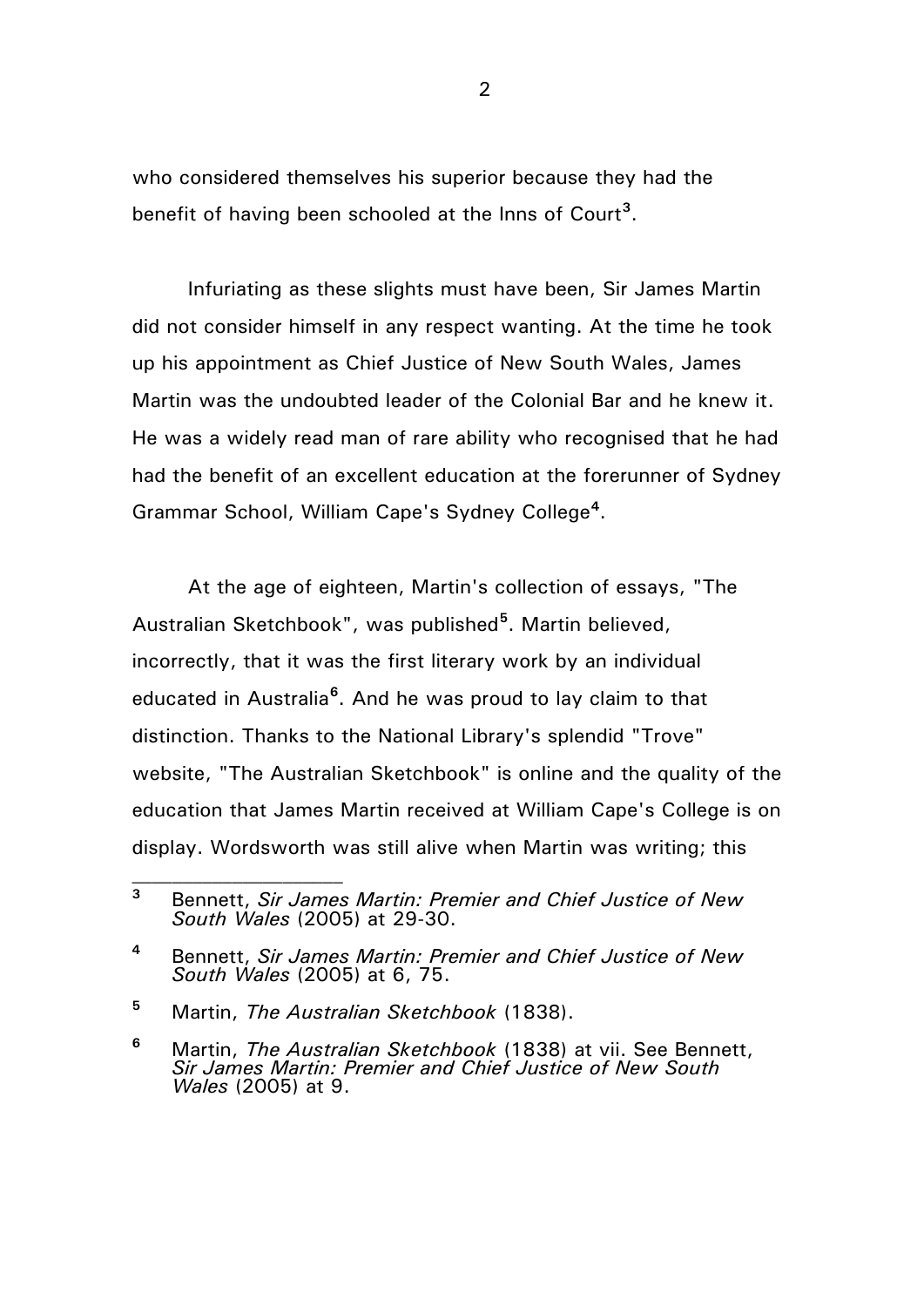who considered themselves his superior because they had the benefit of having been schooled at the Inns of Court[3].

Infuriating as these slights must have been, Sir James Martin did not consider himself in any respect wanting. At the time he took up his appointment as Chief Justice of New South Wales, James Martin was the undoubted leader of the Colonial Bar and he knew it. He was a widely read man of rare ability who recognised that he had had the benefit of an excellent education at the forerunner of Sydney Grammar School, William Cape's Sydney College[4].

At the age of eighteen, Martin's collection of essays, "The Australian Sketchbook", was published[5]. Martin believed, incorrectly, that it was the first literary work by an individual educated in Australia[6]. And he was proud to lay claim to that distinction. Thanks to the National Library's splendid "Trove" website, "The Australian Sketchbook" is online and the quality of the education that James Martin received at William Cape's College is on display. Wordsworth was still alive when Martin was writing; this

---

[3] Bennett, *Sir James Martin: Premier and Chief Justice of New South Wales* (2005) at 29-30.

[4] Bennett, *Sir James Martin: Premier and Chief Justice of New South Wales* (2005) at 6, 75.

[5] Martin, *The Australian Sketchbook* (1838).

[6] Martin, *The Australian Sketchbook* (1838) at vii. See Bennett, *Sir James Martin: Premier and Chief Justice of New South Wales* (2005) at 9.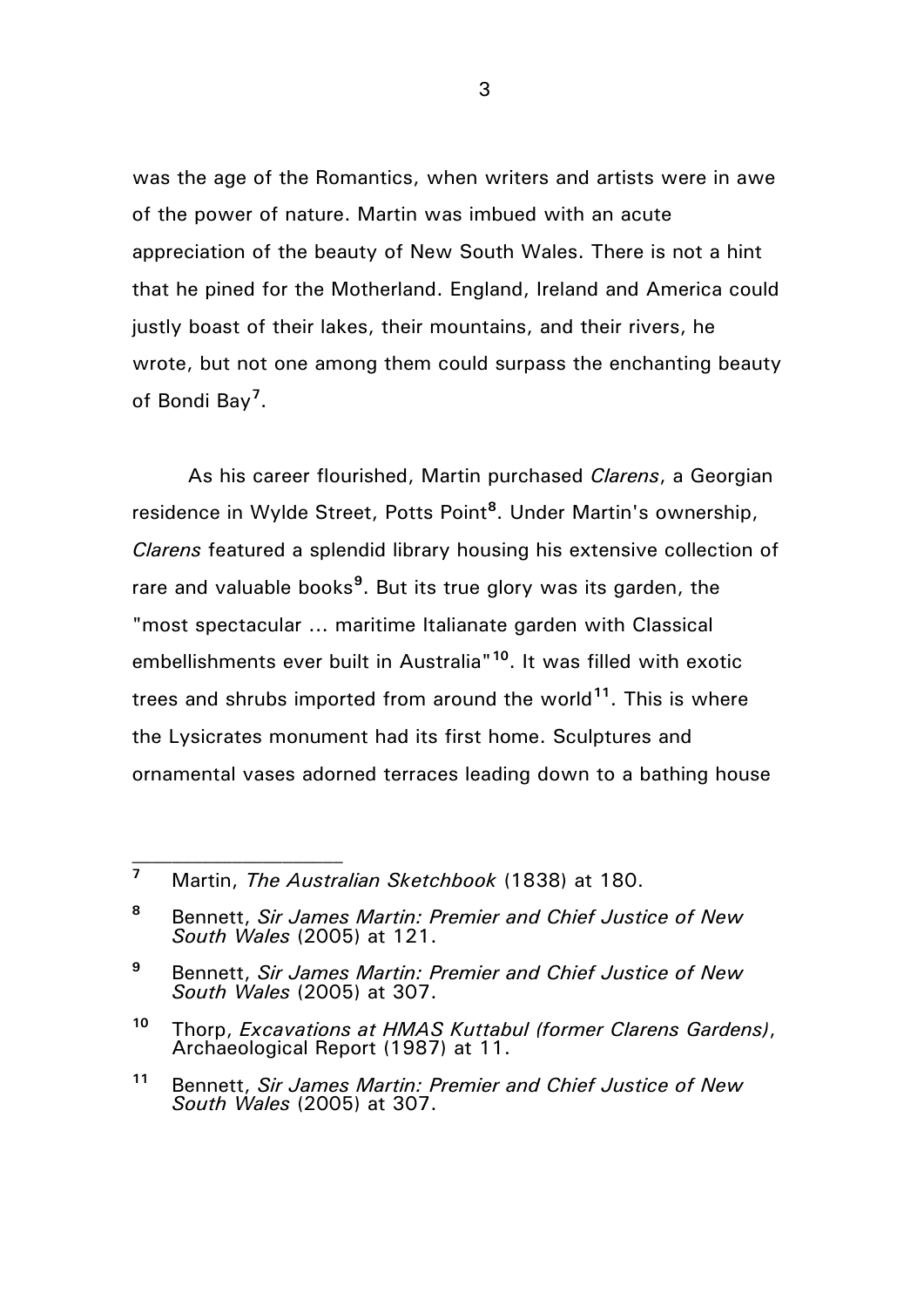was the age of the Romantics, when writers and artists were in awe of the power of nature. Martin was imbued with an acute appreciation of the beauty of New South Wales. There is not a hint that he pined for the Motherland. England, Ireland and America could justly boast of their lakes, their mountains, and their rivers, he wrote, but not one among them could surpass the enchanting beauty of Bondi Bay[7].

As his career flourished, Martin purchased *Clarens*, a Georgian residence in Wylde Street, Potts Point[8]. Under Martin's ownership, *Clarens* featured a splendid library housing his extensive collection of rare and valuable books[9]. But its true glory was its garden, the "most spectacular ... maritime Italianate garden with Classical embellishments ever built in Australia"[10]. It was filled with exotic trees and shrubs imported from around the world[11]. This is where the Lysicrates monument had its first home. Sculptures and ornamental vases adorned terraces leading down to a bathing house

---

[7] Martin, *The Australian Sketchbook* (1838) at 180.

[8] Bennett, *Sir James Martin: Premier and Chief Justice of New South Wales* (2005) at 121.

[9] Bennett, *Sir James Martin: Premier and Chief Justice of New South Wales* (2005) at 307.

[10] Thorp, *Excavations at HMAS Kuttabul (former Clarens Gardens)*, Archaeological Report (1987) at 11.

[11] Bennett, *Sir James Martin: Premier and Chief Justice of New South Wales* (2005) at 307.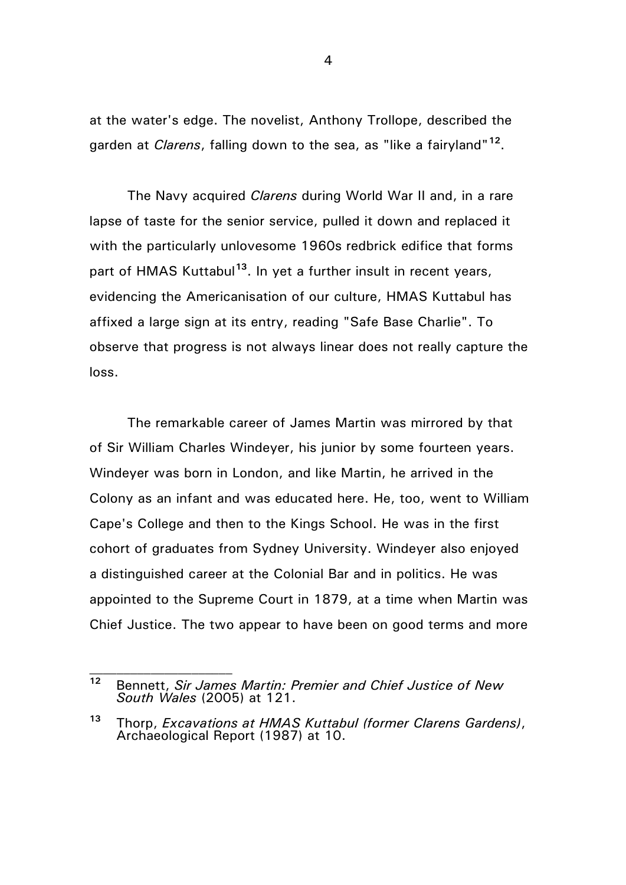at the water's edge. The novelist, Anthony Trollope, described the garden at *Clarens*, falling down to the sea, as "like a fairyland"[12].

The Navy acquired *Clarens* during World War II and, in a rare lapse of taste for the senior service, pulled it down and replaced it with the particularly unlovesome 1960s redbrick edifice that forms part of HMAS Kuttabul[13]. In yet a further insult in recent years, evidencing the Americanisation of our culture, HMAS Kuttabul has affixed a large sign at its entry, reading "Safe Base Charlie". To observe that progress is not always linear does not really capture the loss.

The remarkable career of James Martin was mirrored by that of Sir William Charles Windeyer, his junior by some fourteen years. Windeyer was born in London, and like Martin, he arrived in the Colony as an infant and was educated here. He, too, went to William Cape's College and then to the Kings School. He was in the first cohort of graduates from Sydney University. Windeyer also enjoyed a distinguished career at the Colonial Bar and in politics. He was appointed to the Supreme Court in 1879, at a time when Martin was Chief Justice. The two appear to have been on good terms and more

---

[12] Bennett, *Sir James Martin: Premier and Chief Justice of New South Wales* (2005) at 121.

[13] Thorp, *Excavations at HMAS Kuttabul (former Clarens Gardens)*, Archaeological Report (1987) at 10.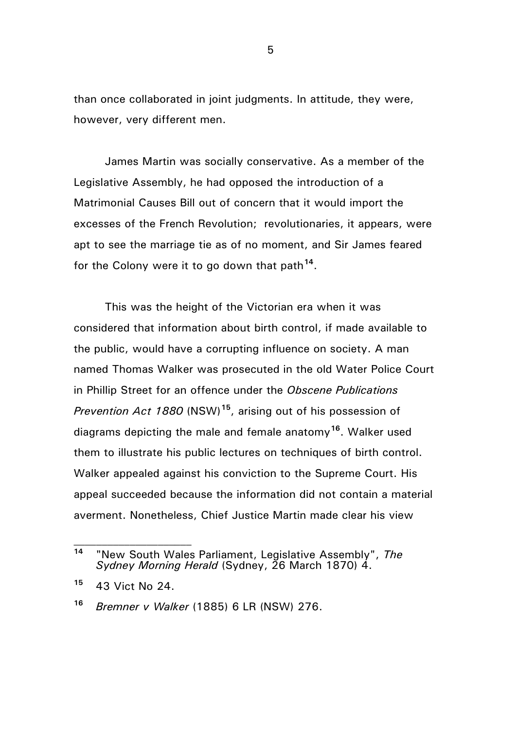than once collaborated in joint judgments. In attitude, they were, however, very different men.

James Martin was socially conservative. As a member of the Legislative Assembly, he had opposed the introduction of a Matrimonial Causes Bill out of concern that it would import the excesses of the French Revolution; revolutionaries, it appears, were apt to see the marriage tie as of no moment, and Sir James feared for the Colony were it to go down that path[14].

This was the height of the Victorian era when it was considered that information about birth control, if made available to the public, would have a corrupting influence on society. A man named Thomas Walker was prosecuted in the old Water Police Court in Phillip Street for an offence under the *Obscene Publications Prevention Act 1880* (NSW)[15], arising out of his possession of diagrams depicting the male and female anatomy[16]. Walker used them to illustrate his public lectures on techniques of birth control. Walker appealed against his conviction to the Supreme Court. His appeal succeeded because the information did not contain a material averment. Nonetheless, Chief Justice Martin made clear his view

---

[14] "New South Wales Parliament, Legislative Assembly", *The Sydney Morning Herald* (Sydney, 26 March 1870) 4.

[15] 43 Vict No 24.

[16] *Bremner v Walker* (1885) 6 LR (NSW) 276.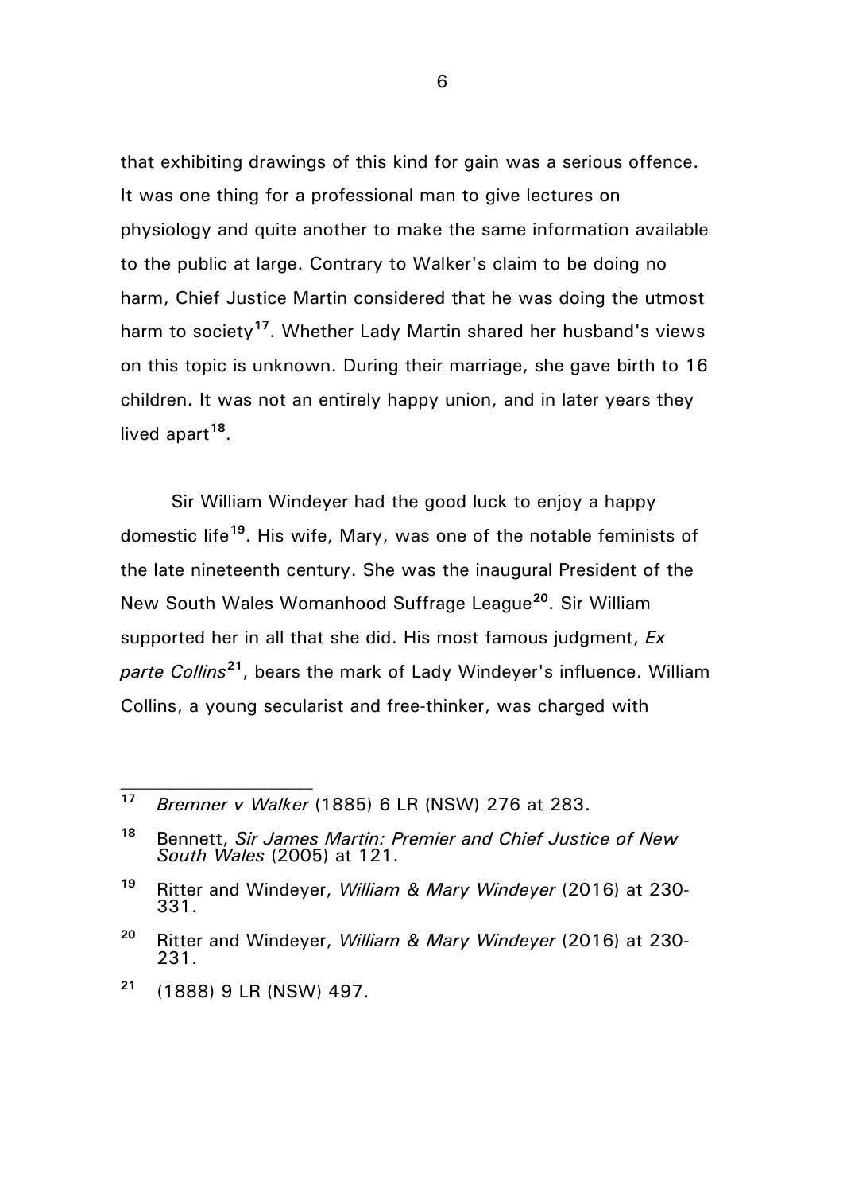that exhibiting drawings of this kind for gain was a serious offence. It was one thing for a professional man to give lectures on physiology and quite another to make the same information available to the public at large. Contrary to Walker's claim to be doing no harm, Chief Justice Martin considered that he was doing the utmost harm to society[17]. Whether Lady Martin shared her husband's views on this topic is unknown. During their marriage, she gave birth to 16 children. It was not an entirely happy union, and in later years they lived apart[18].

Sir William Windeyer had the good luck to enjoy a happy domestic life[19]. His wife, Mary, was one of the notable feminists of the late nineteenth century. She was the inaugural President of the New South Wales Womanhood Suffrage League[20]. Sir William supported her in all that she did. His most famous judgment, *Ex parte Collins*[21], bears the mark of Lady Windeyer's influence. William Collins, a young secularist and free-thinker, was charged with

---

[17] *Bremner v Walker* (1885) 6 LR (NSW) 276 at 283.

[18] Bennett, *Sir James Martin: Premier and Chief Justice of New South Wales* (2005) at 121.

[19] Ritter and Windeyer, *William & Mary Windeyer* (2016) at 230-331.

[20] Ritter and Windeyer, *William & Mary Windeyer* (2016) at 230-231.

[21] (1888) 9 LR (NSW) 497.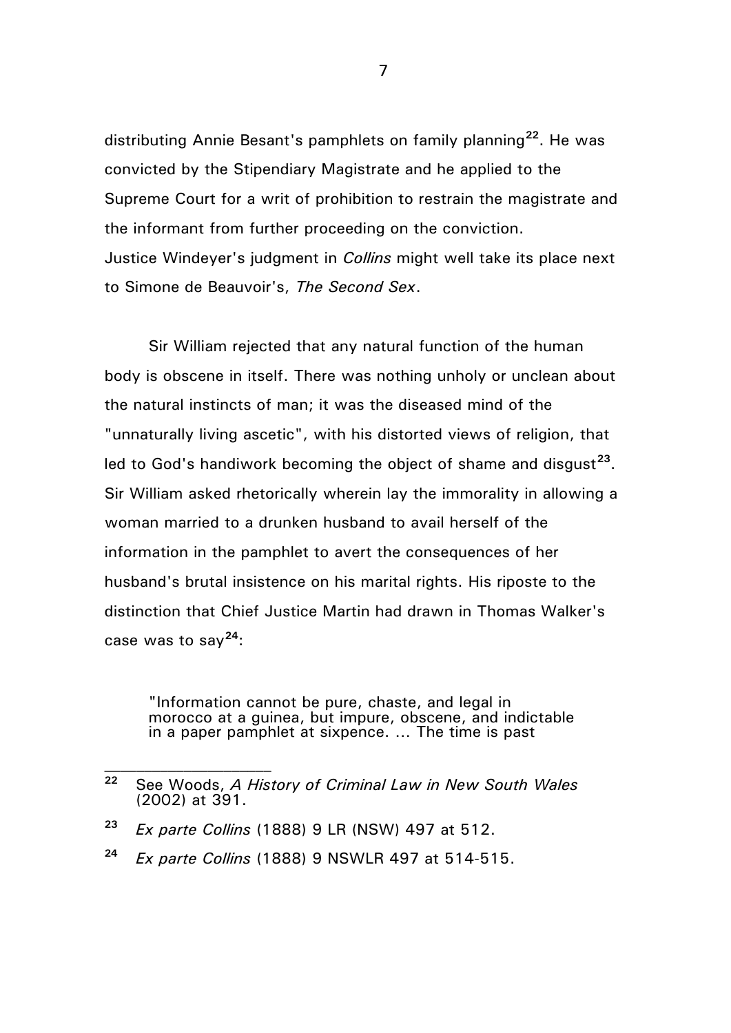distributing Annie Besant's pamphlets on family planning[22]. He was convicted by the Stipendiary Magistrate and he applied to the Supreme Court for a writ of prohibition to restrain the magistrate and the informant from further proceeding on the conviction. Justice Windeyer's judgment in *Collins* might well take its place next to Simone de Beauvoir's, *The Second Sex*.

Sir William rejected that any natural function of the human body is obscene in itself. There was nothing unholy or unclean about the natural instincts of man; it was the diseased mind of the "unnaturally living ascetic", with his distorted views of religion, that led to God's handiwork becoming the object of shame and disgust[23]. Sir William asked rhetorically wherein lay the immorality in allowing a woman married to a drunken husband to avail herself of the information in the pamphlet to avert the consequences of her husband's brutal insistence on his marital rights. His riposte to the distinction that Chief Justice Martin had drawn in Thomas Walker's case was to say[24]:

> "Information cannot be pure, chaste, and legal in morocco at a guinea, but impure, obscene, and indictable in a paper pamphlet at sixpence. ... The time is past

---

[22] See Woods, *A History of Criminal Law in New South Wales* (2002) at 391.

[23] *Ex parte Collins* (1888) 9 LR (NSW) 497 at 512.

[24] *Ex parte Collins* (1888) 9 NSWLR 497 at 514-515.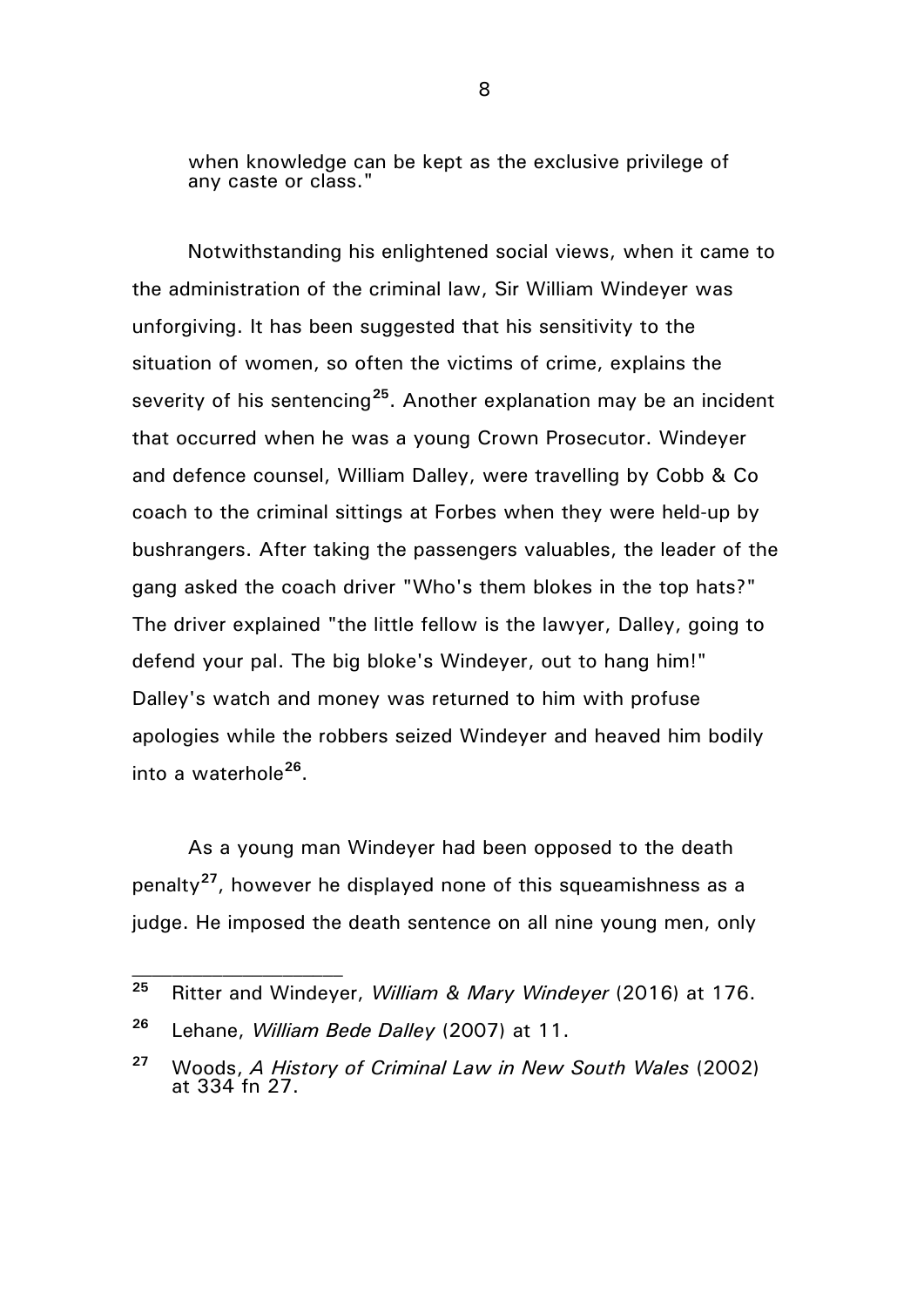when knowledge can be kept as the exclusive privilege of any caste or class."

Notwithstanding his enlightened social views, when it came to the administration of the criminal law, Sir William Windeyer was unforgiving. It has been suggested that his sensitivity to the situation of women, so often the victims of crime, explains the severity of his sentencing[25]. Another explanation may be an incident that occurred when he was a young Crown Prosecutor. Windeyer and defence counsel, William Dalley, were travelling by Cobb & Co coach to the criminal sittings at Forbes when they were held-up by bushrangers. After taking the passengers valuables, the leader of the gang asked the coach driver "Who's them blokes in the top hats?" The driver explained "the little fellow is the lawyer, Dalley, going to defend your pal. The big bloke's Windeyer, out to hang him!" Dalley's watch and money was returned to him with profuse apologies while the robbers seized Windeyer and heaved him bodily into a waterhole[26].

As a young man Windeyer had been opposed to the death penalty[27], however he displayed none of this squeamishness as a judge. He imposed the death sentence on all nine young men, only

---

[25] Ritter and Windeyer, *William & Mary Windeyer* (2016) at 176.

[26] Lehane, *William Bede Dalley* (2007) at 11.

[27] Woods, *A History of Criminal Law in New South Wales* (2002) at 334 fn 27.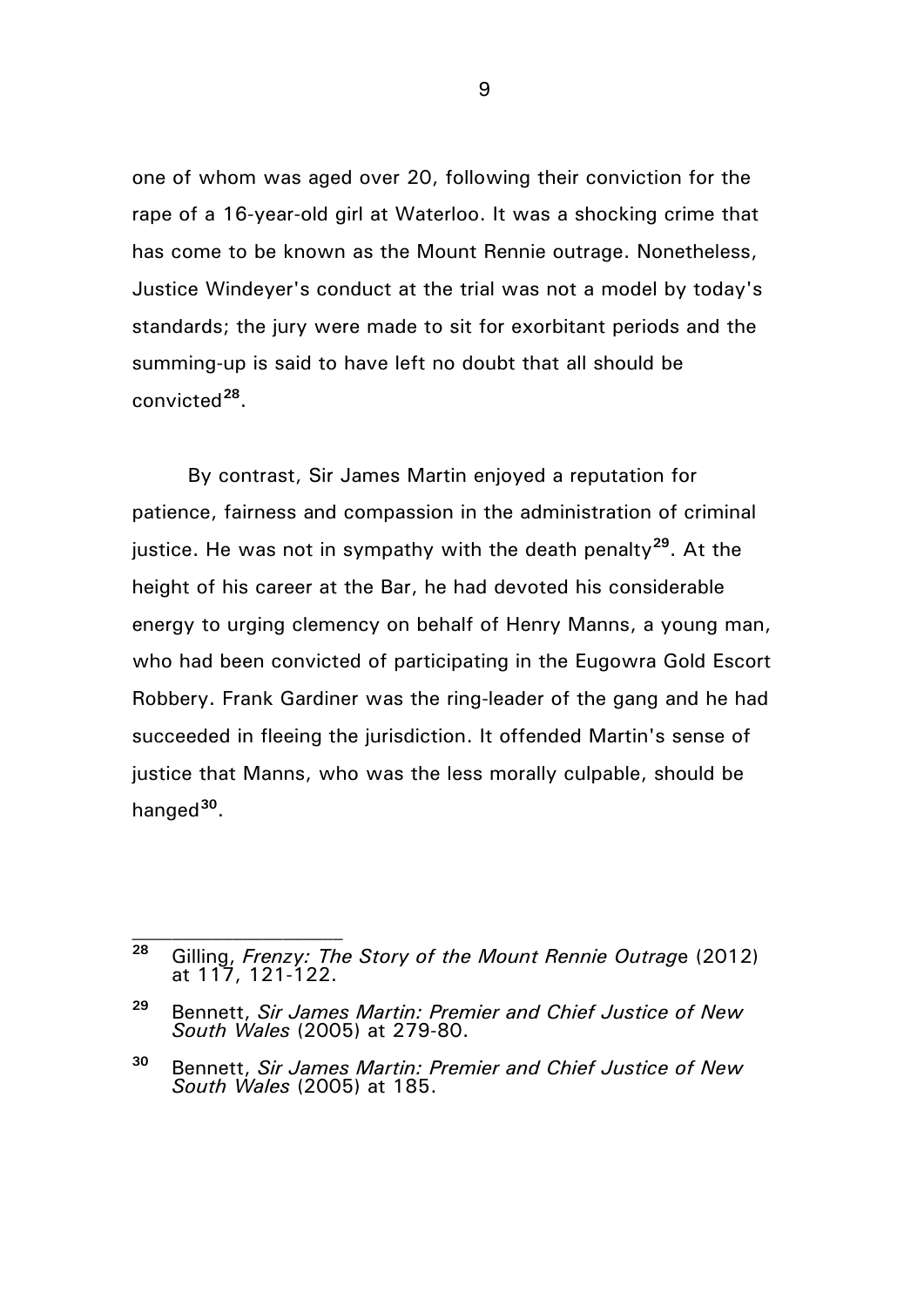one of whom was aged over 20, following their conviction for the rape of a 16-year-old girl at Waterloo. It was a shocking crime that has come to be known as the Mount Rennie outrage. Nonetheless, Justice Windeyer's conduct at the trial was not a model by today's standards; the jury were made to sit for exorbitant periods and the summing-up is said to have left no doubt that all should be convicted[28].

By contrast, Sir James Martin enjoyed a reputation for patience, fairness and compassion in the administration of criminal justice. He was not in sympathy with the death penalty[29]. At the height of his career at the Bar, he had devoted his considerable energy to urging clemency on behalf of Henry Manns, a young man, who had been convicted of participating in the Eugowra Gold Escort Robbery. Frank Gardiner was the ring-leader of the gang and he had succeeded in fleeing the jurisdiction. It offended Martin's sense of justice that Manns, who was the less morally culpable, should be hanged[30].

---

[28] Gilling, *Frenzy: The Story of the Mount Rennie Outrage* (2012) at 117, 121-122.

[29] Bennett, *Sir James Martin: Premier and Chief Justice of New South Wales* (2005) at 279-80.

[30] Bennett, *Sir James Martin: Premier and Chief Justice of New South Wales* (2005) at 185.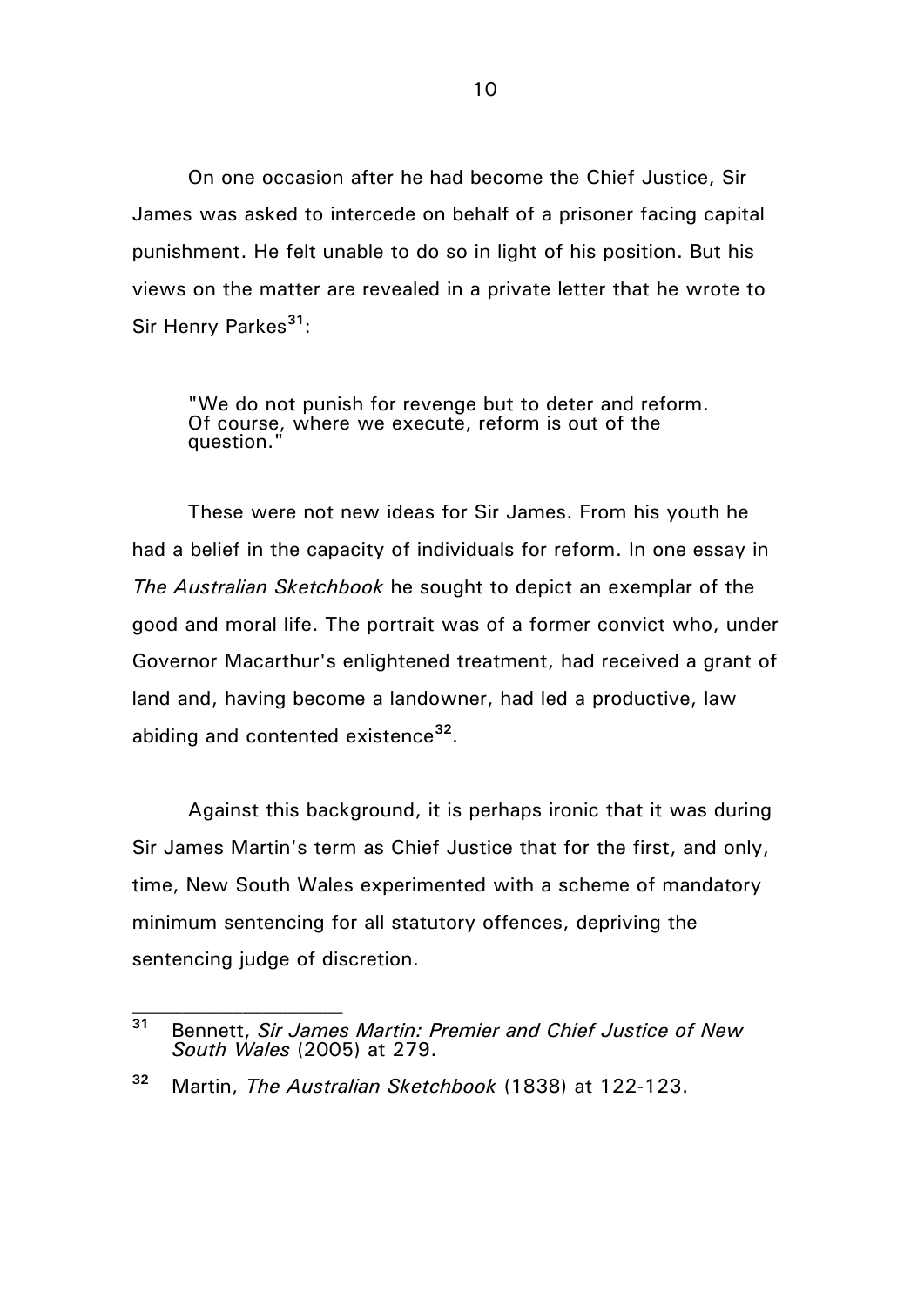On one occasion after he had become the Chief Justice, Sir James was asked to intercede on behalf of a prisoner facing capital punishment. He felt unable to do so in light of his position. But his views on the matter are revealed in a private letter that he wrote to Sir Henry Parkes[31]:

> "We do not punish for revenge but to deter and reform. Of course, where we execute, reform is out of the question."

These were not new ideas for Sir James. From his youth he had a belief in the capacity of individuals for reform. In one essay in *The Australian Sketchbook* he sought to depict an exemplar of the good and moral life. The portrait was of a former convict who, under Governor Macarthur's enlightened treatment, had received a grant of land and, having become a landowner, had led a productive, law abiding and contented existence[32].

Against this background, it is perhaps ironic that it was during Sir James Martin's term as Chief Justice that for the first, and only, time, New South Wales experimented with a scheme of mandatory minimum sentencing for all statutory offences, depriving the sentencing judge of discretion.

---

[31] Bennett, *Sir James Martin: Premier and Chief Justice of New South Wales* (2005) at 279.

[32] Martin, *The Australian Sketchbook* (1838) at 122-123.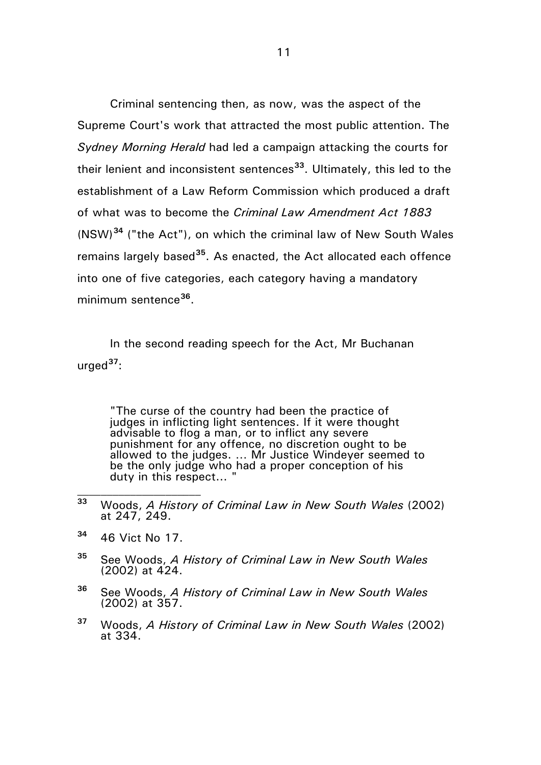Criminal sentencing then, as now, was the aspect of the Supreme Court's work that attracted the most public attention. The *Sydney Morning Herald* had led a campaign attacking the courts for their lenient and inconsistent sentences[33]. Ultimately, this led to the establishment of a Law Reform Commission which produced a draft of what was to become the *Criminal Law Amendment Act 1883* (NSW)[34] ("the Act"), on which the criminal law of New South Wales remains largely based[35]. As enacted, the Act allocated each offence into one of five categories, each category having a mandatory minimum sentence[36].

In the second reading speech for the Act, Mr Buchanan urged[37]:

> "The curse of the country had been the practice of judges in inflicting light sentences. If it were thought advisable to flog a man, or to inflict any severe punishment for any offence, no discretion ought to be allowed to the judges. ... Mr Justice Windeyer seemed to be the only judge who had a proper conception of his duty in this respect... "

---

[33] Woods, *A History of Criminal Law in New South Wales* (2002) at 247, 249.

[34] 46 Vict No 17.

[35] See Woods, *A History of Criminal Law in New South Wales* (2002) at 424.

[36] See Woods, *A History of Criminal Law in New South Wales* (2002) at 357.

[37] Woods, *A History of Criminal Law in New South Wales* (2002) at 334.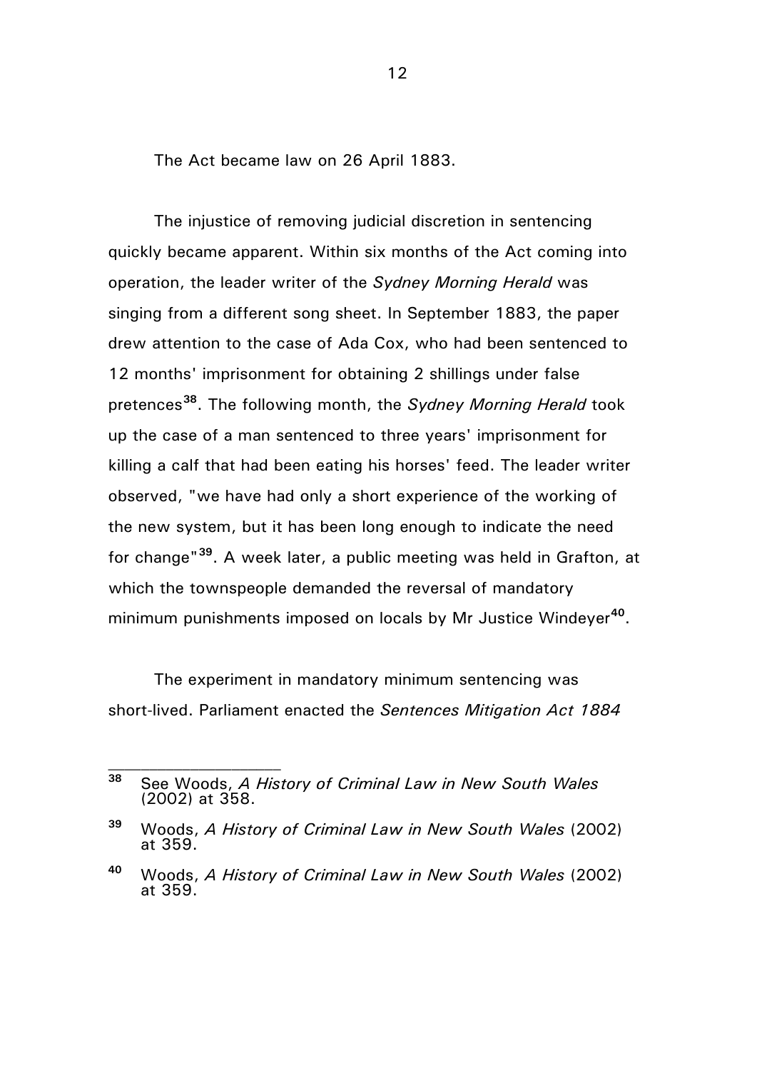The Act became law on 26 April 1883.

The injustice of removing judicial discretion in sentencing quickly became apparent. Within six months of the Act coming into operation, the leader writer of the *Sydney Morning Herald* was singing from a different song sheet. In September 1883, the paper drew attention to the case of Ada Cox, who had been sentenced to 12 months' imprisonment for obtaining 2 shillings under false pretences[38]. The following month, the *Sydney Morning Herald* took up the case of a man sentenced to three years' imprisonment for killing a calf that had been eating his horses' feed. The leader writer observed, "we have had only a short experience of the working of the new system, but it has been long enough to indicate the need for change"[39]. A week later, a public meeting was held in Grafton, at which the townspeople demanded the reversal of mandatory minimum punishments imposed on locals by Mr Justice Windeyer[40].

The experiment in mandatory minimum sentencing was short-lived. Parliament enacted the *Sentences Mitigation Act 1884*

---

[38] See Woods, *A History of Criminal Law in New South Wales* (2002) at 358.

[39] Woods, *A History of Criminal Law in New South Wales* (2002) at 359.

[40] Woods, *A History of Criminal Law in New South Wales* (2002) at 359.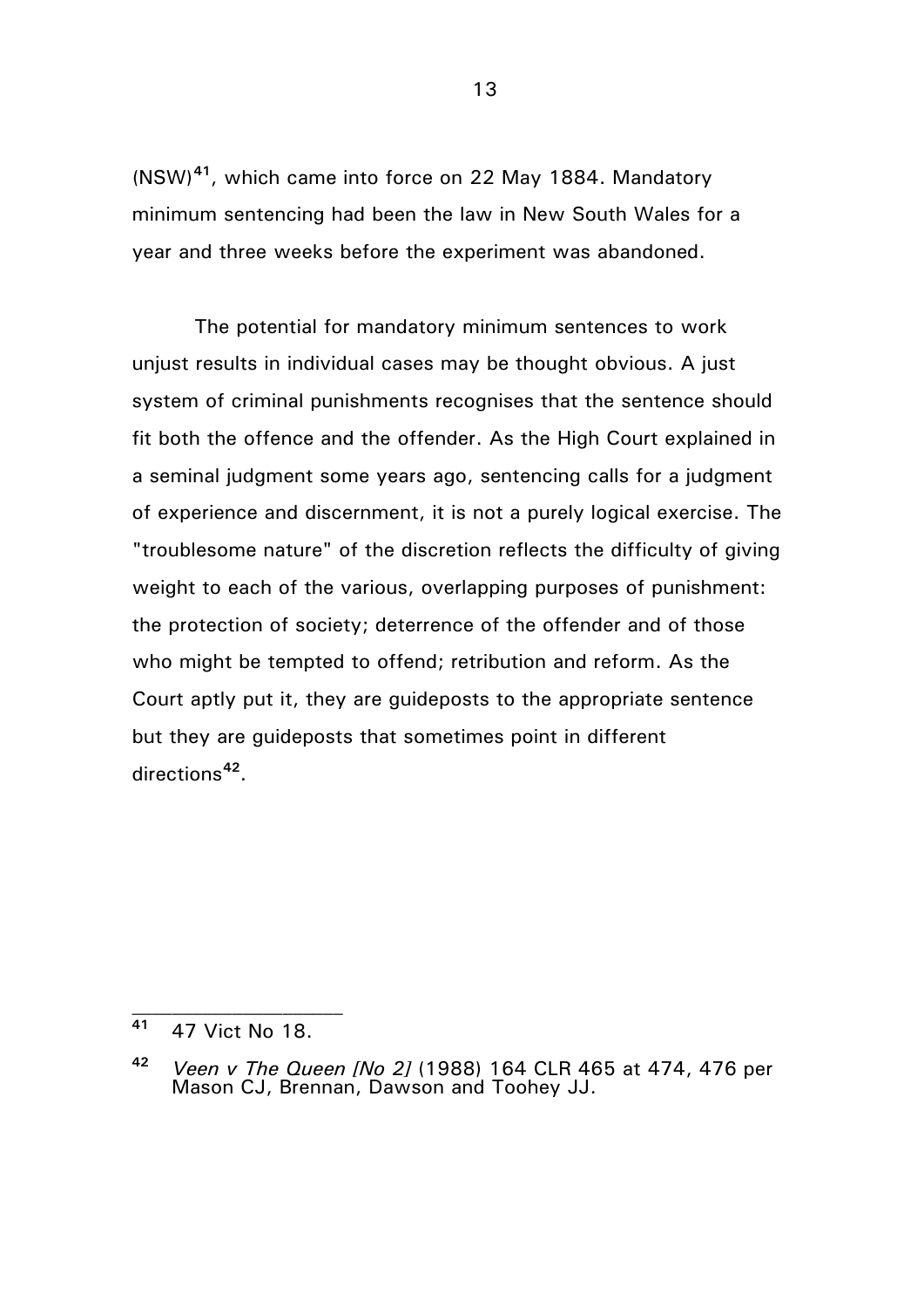(NSW)[41], which came into force on 22 May 1884. Mandatory minimum sentencing had been the law in New South Wales for a year and three weeks before the experiment was abandoned.

The potential for mandatory minimum sentences to work unjust results in individual cases may be thought obvious. A just system of criminal punishments recognises that the sentence should fit both the offence and the offender. As the High Court explained in a seminal judgment some years ago, sentencing calls for a judgment of experience and discernment, it is not a purely logical exercise. The "troublesome nature" of the discretion reflects the difficulty of giving weight to each of the various, overlapping purposes of punishment: the protection of society; deterrence of the offender and of those who might be tempted to offend; retribution and reform. As the Court aptly put it, they are guideposts to the appropriate sentence but they are guideposts that sometimes point in different directions[42].

---

[41] 47 Vict No 18.

[42] *Veen v The Queen [No 2]* (1988) 164 CLR 465 at 474, 476 per Mason CJ, Brennan, Dawson and Toohey JJ.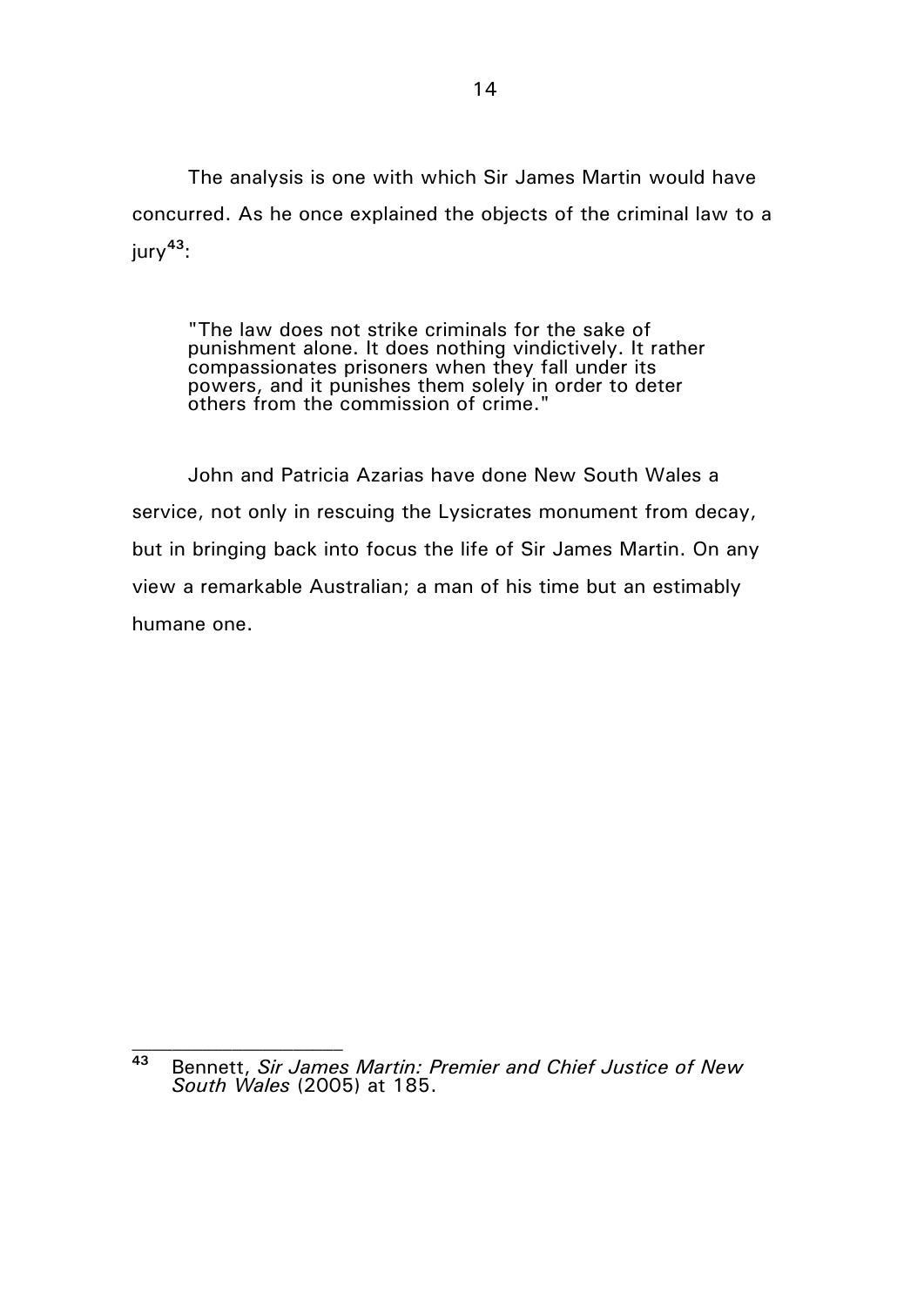The analysis is one with which Sir James Martin would have concurred. As he once explained the objects of the criminal law to a jury[43]:

> "The law does not strike criminals for the sake of punishment alone. It does nothing vindictively. It rather compassionates prisoners when they fall under its powers, and it punishes them solely in order to deter others from the commission of crime."

John and Patricia Azarias have done New South Wales a service, not only in rescuing the Lysicrates monument from decay, but in bringing back into focus the life of Sir James Martin. On any view a remarkable Australian; a man of his time but an estimably humane one.

---

[43] Bennett, *Sir James Martin: Premier and Chief Justice of New South Wales* (2005) at 185.